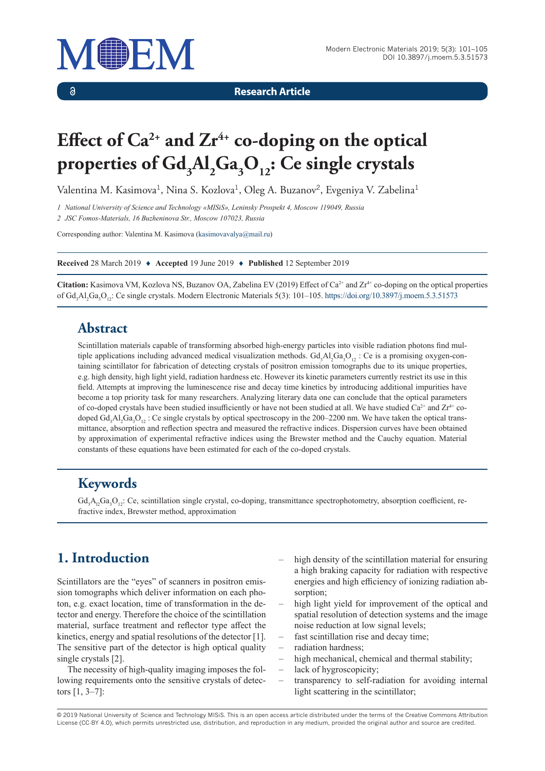Research Article

# Effect of $Ca^{2+}$ and $Zr^{4+}$ co-doping on the optical properties of $Gd_3Al_2Ga_3O_{12}$: Ce single crystals

Valentina M. Kasimova[1], Nina S. Kozlova[1], Oleg A. Buzanov[2], Evgeniya V. Zabelina[1]

*1 National University of Science and Technology «MISiS», Leninsky Prospekt 4, Moscow 119049, Russia*

*2 JSC Fomos-Materials, 16 Buzheninova Str., Moscow 107023, Russia*

Corresponding author: Valentina M. Kasimova (kasimovavalya@mail.ru)

**Received** 28 March 2019 ♦ **Accepted** 19 June 2019 ♦ **Published** 12 September 2019

**Citation:** Kasimova VM, Kozlova NS, Buzanov OA, Zabelina EV (2019) Effect of $Ca^{2+}$ and $Zr^{4+}$ co-doping on the optical properties of $Gd_3Al_2Ga_3O_{12}$: Ce single crystals. Modern Electronic Materials 5(3): 101–105. https://doi.org/10.3897/j.moem.5.3.51573

## Abstract

Scintillation materials capable of transforming absorbed high-energy particles into visible radiation photons find multiple applications including advanced medical visualization methods. $Gd_3Al_2Ga_3O_{12}$ : Ce is a promising oxygen-containing scintillator for fabrication of detecting crystals of positron emission tomographs due to its unique properties, e.g. high density, high light yield, radiation hardness etc. However its kinetic parameters currently restrict its use in this field. Attempts at improving the luminescence rise and decay time kinetics by introducing additional impurities have become a top priority task for many researchers. Analyzing literary data one can conclude that the optical parameters of co-doped crystals have been studied insufficiently or have not been studied at all. We have studied $Ca^{2+}$ and $Zr^{4+}$ co-doped $Gd_3Al_2Ga_3O_{12}$ : Ce single crystals by optical spectroscopy in the 200–2200 nm. We have taken the optical transmittance, absorption and reflection spectra and measured the refractive indices. Dispersion curves have been obtained by approximation of experimental refractive indices using the Brewster method and the Cauchy equation. Material constants of these equations have been estimated for each of the co-doped crystals.

## Keywords

$Gd_3A_{l2}Ga_3O_{12}$: Ce, scintillation single crystal, co-doping, transmittance spectrophotometry, absorption coefficient, refractive index, Brewster method, approximation

## 1. Introduction

Scintillators are the "eyes" of scanners in positron emission tomographs which deliver information on each photon, e.g. exact location, time of transformation in the detector and energy. Therefore the choice of the scintillation material, surface treatment and reflector type affect the kinetics, energy and spatial resolutions of the detector [1]. The sensitive part of the detector is high optical quality single crystals [2].

The necessity of high-quality imaging imposes the following requirements onto the sensitive crystals of detectors [1, 3–7]:

- high density of the scintillation material for ensuring a high braking capacity for radiation with respective energies and high efficiency of ionizing radiation absorption;
- high light yield for improvement of the optical and spatial resolution of detection systems and the image noise reduction at low signal levels;
- fast scintillation rise and decay time;
- radiation hardness;
- high mechanical, chemical and thermal stability;
- lack of hygroscopicity;
- transparency to self-radiation for avoiding internal light scattering in the scintillator;

© 2019 National University of Science and Technology MISiS. This is an open access article distributed under the terms of the Creative Commons Attribution License (CC-BY 4.0), which permits unrestricted use, distribution, and reproduction in any medium, provided the original author and source are credited.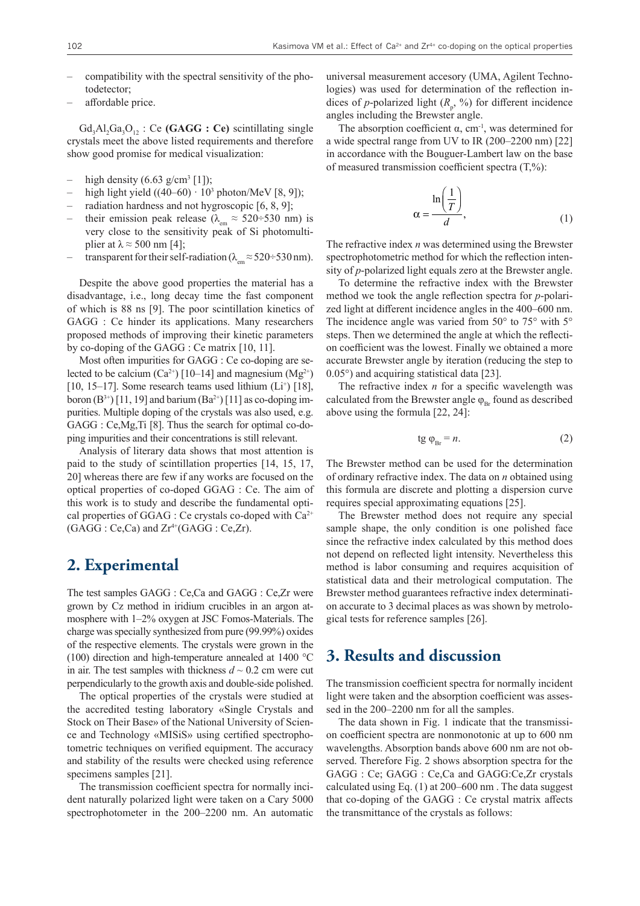- compatibility with the spectral sensitivity of the photodetector;
- affordable price.

$Gd_3Al_2Ga_3O_{12}$ : Ce **(GAGG : Ce)** scintillating single crystals meet the above listed requirements and therefore show good promise for medical visualization:

- high density (6.63 g/cm$^3$ [1]);
- high light yield ((40–60) · $10^3$ photon/MeV [8, 9]);
- radiation hardness and not hygroscopic [6, 8, 9];
- their emission peak release ($\lambda_{em} \approx 520 \div 530$ nm) is very close to the sensitivity peak of Si photomultiplier at $\lambda \approx 500$ nm [4];
- transparent for their self-radiation ($\lambda_{em} \approx 520 \div 530$ nm).

Despite the above good properties the material has a disadvantage, i.e., long decay time the fast component of which is 88 ns [9]. The poor scintillation kinetics of GAGG : Ce hinder its applications. Many researchers proposed methods of improving their kinetic parameters by co-doping of the GAGG : Ce matrix [10, 11].

Most often impurities for GAGG : Ce co-doping are selected to be calcium ($Ca^{2+}$) [10–14] and magnesium ($Mg^{2+}$) [10, 15–17]. Some research teams used lithium ($Li^{+}$) [18], boron ($B^{3+}$) [11, 19] and barium ($Ba^{2+}$) [11] as co-doping impurities. Multiple doping of the crystals was also used, e.g. GAGG : Ce,Mg,Ti [8]. Thus the search for optimal co-doping impurities and their concentrations is still relevant.

Analysis of literary data shows that most attention is paid to the study of scintillation properties [14, 15, 17, 20] whereas there are few if any works are focused on the optical properties of co-doped GGAG : Ce. The aim of this work is to study and describe the fundamental optical properties of GGAG : Ce crystals co-doped with $Ca^{2+}$ (GAGG : Ce,Ca) and $Zr^{4+}$(GAGG : Ce,Zr).

## 2. Experimental

The test samples GAGG : Ce,Ca and GAGG : Ce,Zr were grown by Cz method in iridium crucibles in an argon atmosphere with 1–2% oxygen at JSC Fomos-Materials. The charge was specially synthesized from pure (99.99%) oxides of the respective elements. The crystals were grown in the (100) direction and high-temperature annealed at 1400 °C in air. The test samples with thickness $d \sim 0.2$ cm were cut perpendicularly to the growth axis and double-side polished.

The optical properties of the crystals were studied at the accredited testing laboratory «Single Crystals and Stock on Their Base» of the National University of Science and Technology «MISiS» using certified spectrophotometric techniques on verified equipment. The accuracy and stability of the results were checked using reference specimens samples [21].

The transmission coefficient spectra for normally incident naturally polarized light were taken on a Cary 5000 spectrophotometer in the 200–2200 nm. An automatic universal measurement accesory (UMA, Agilent Technologies) was used for determination of the reflection indices of *p*-polarized light ($R_p$, %) for different incidence angles including the Brewster angle.

The absorption coefficient α, cm$^{-1}$, was determined for a wide spectral range from UV to IR (200–2200 nm) [22] in accordance with the Bouguer-Lambert law on the base of measured transmission coefficient spectra (T,%):

$$\alpha = \frac{\ln\left(\frac{1}{T}\right)}{d}, \tag{1}$$

The refractive index *n* was determined using the Brewster spectrophotometric method for which the reflection intensity of *p*-polarized light equals zero at the Brewster angle.

To determine the refractive index with the Brewster method we took the angle reflection spectra for *p*-polarized light at different incidence angles in the 400–600 nm. The incidence angle was varied from 50° to 75° with 5° steps. Then we determined the angle at which the reflection coefficient was the lowest. Finally we obtained a more accurate Brewster angle by iteration (reducing the step to 0.05°) and acquiring statistical data [23].

The refractive index *n* for a specific wavelength was calculated from the Brewster angle $\varphi_{Br}$ found as described above using the formula [22, 24]:

$$\text{tg}\, \varphi_{Br} = n. \tag{2}$$

The Brewster method can be used for the determination of ordinary refractive index. The data on *n* obtained using this formula are discrete and plotting a dispersion curve requires special approximating equations [25].

The Brewster method does not require any special sample shape, the only condition is one polished face since the refractive index calculated by this method does not depend on reflected light intensity. Nevertheless this method is labor consuming and requires acquisition of statistical data and their metrological computation. The Brewster method guarantees refractive index determination accurate to 3 decimal places as was shown by metrological tests for reference samples [26].

## 3. Results and discussion

The transmission coefficient spectra for normally incident light were taken and the absorption coefficient was assessed in the 200–2200 nm for all the samples.

The data shown in Fig. 1 indicate that the transmission coefficient spectra are nonmonotonic at up to 600 nm wavelengths. Absorption bands above 600 nm are not observed. Therefore Fig. 2 shows absorption spectra for the GAGG : Ce; GAGG : Ce,Ca and GAGG:Ce,Zr crystals calculated using Eq. (1) at 200–600 nm . The data suggest that co-doping of the GAGG : Ce crystal matrix affects the transmittance of the crystals as follows: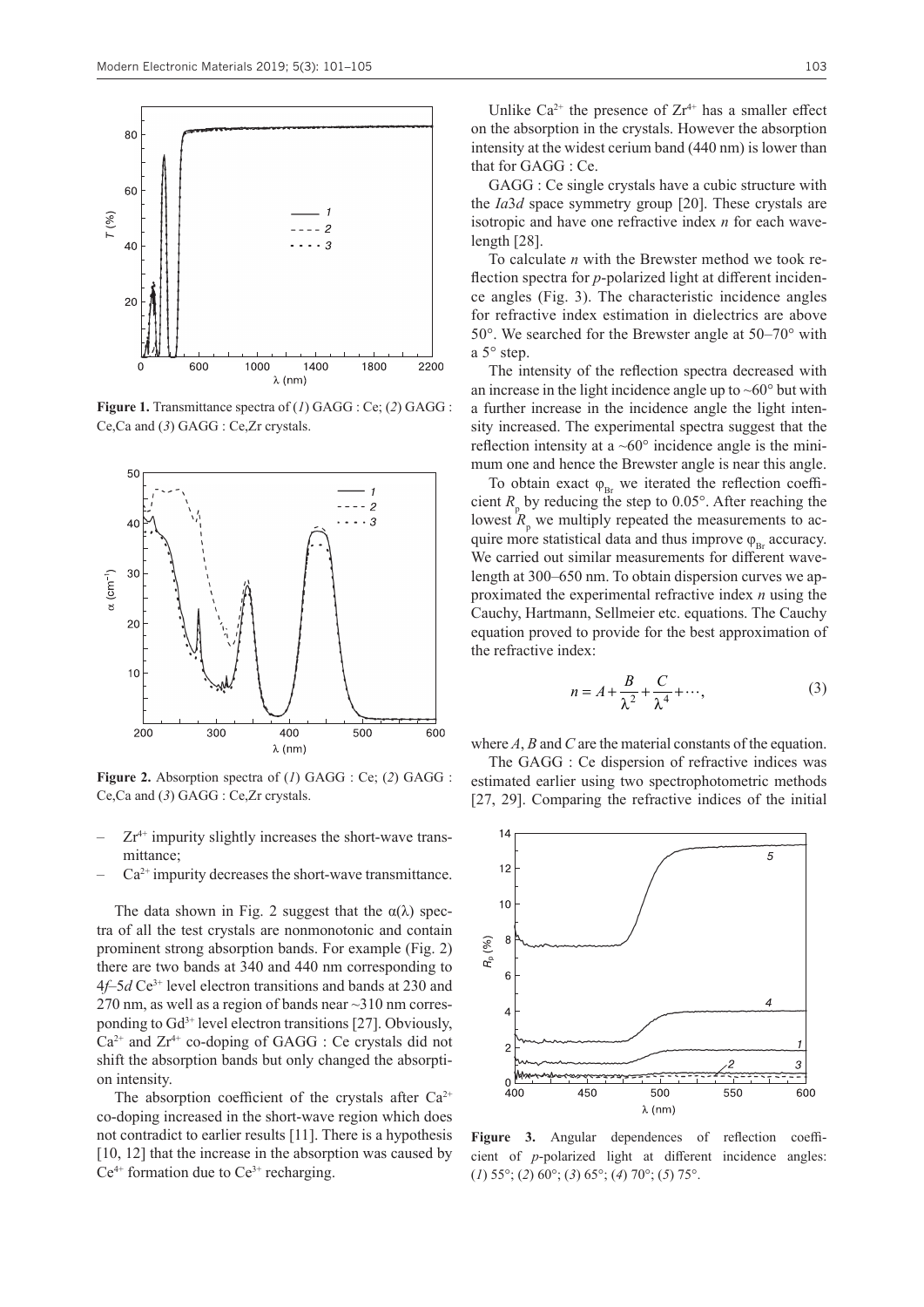**Figure 1.** Transmittance spectra of (*1*) GAGG : Ce; (*2*) GAGG : Ce,Ca and (*3*) GAGG : Ce,Zr crystals.

**Figure 2.** Absorption spectra of (*1*) GAGG : Ce; (*2*) GAGG : Ce,Ca and (*3*) GAGG : Ce,Zr crystals.

- $Zr^{4+}$ impurity slightly increases the short-wave transmittance;
- $Ca^{2+}$ impurity decreases the short-wave transmittance.

The data shown in Fig. 2 suggest that the $\alpha(\lambda)$ spectra of all the test crystals are nonmonotonic and contain prominent strong absorption bands. For example (Fig. 2) there are two bands at 340 and 440 nm corresponding to 4*f*–5*d* $Ce^{3+}$ level electron transitions and bands at 230 and 270 nm, as well as a region of bands near ~310 nm corresponding to $Gd^{3+}$ level electron transitions [27]. Obviously, $Ca^{2+}$ and $Zr^{4+}$ co-doping of GAGG : Ce crystals did not shift the absorption bands but only changed the absorption intensity.

The absorption coefficient of the crystals after $Ca^{2+}$ co-doping increased in the short-wave region which does not contradict to earlier results [11]. There is a hypothesis [10, 12] that the increase in the absorption was caused by $Ce^{4+}$ formation due to $Ce^{3+}$ recharging.

Unlike $Ca^{2+}$ the presence of $Zr^{4+}$ has a smaller effect on the absorption in the crystals. However the absorption intensity at the widest cerium band (440 nm) is lower than that for GAGG : Ce.

GAGG : Ce single crystals have a cubic structure with the *Ia*3*d* space symmetry group [20]. These crystals are isotropic and have one refractive index *n* for each wavelength [28].

To calculate *n* with the Brewster method we took reflection spectra for *p*-polarized light at different incidence angles (Fig. 3). The characteristic incidence angles for refractive index estimation in dielectrics are above 50°. We searched for the Brewster angle at 50–70° with a 5° step.

The intensity of the reflection spectra decreased with an increase in the light incidence angle up to ~60° but with a further increase in the incidence angle the light intensity increased. The experimental spectra suggest that the reflection intensity at a ~60° incidence angle is the minimum one and hence the Brewster angle is near this angle.

To obtain exact $\varphi_{Br}$ we iterated the reflection coefficient $R_p$ by reducing the step to 0.05°. After reaching the lowest $R_p$ we multiply repeated the measurements to acquire more statistical data and thus improve $\varphi_{Br}$ accuracy. We carried out similar measurements for different wavelength at 300–650 nm. To obtain dispersion curves we approximated the experimental refractive index *n* using the Cauchy, Hartmann, Sellmeier etc. equations. The Cauchy equation proved to provide for the best approximation of the refractive index:

$$n = A + \frac{B}{\lambda^2} + \frac{C}{\lambda^4} + \cdots, \tag{3}$$

where *A*, *B* and *C* are the material constants of the equation.

The GAGG : Ce dispersion of refractive indices was estimated earlier using two spectrophotometric methods [27, 29]. Comparing the refractive indices of the initial

**Figure 3.** Angular dependences of reflection coefficient of *p*-polarized light at different incidence angles: (*1*) 55°; (*2*) 60°; (*3*) 65°; (*4*) 70°; (*5*) 75°.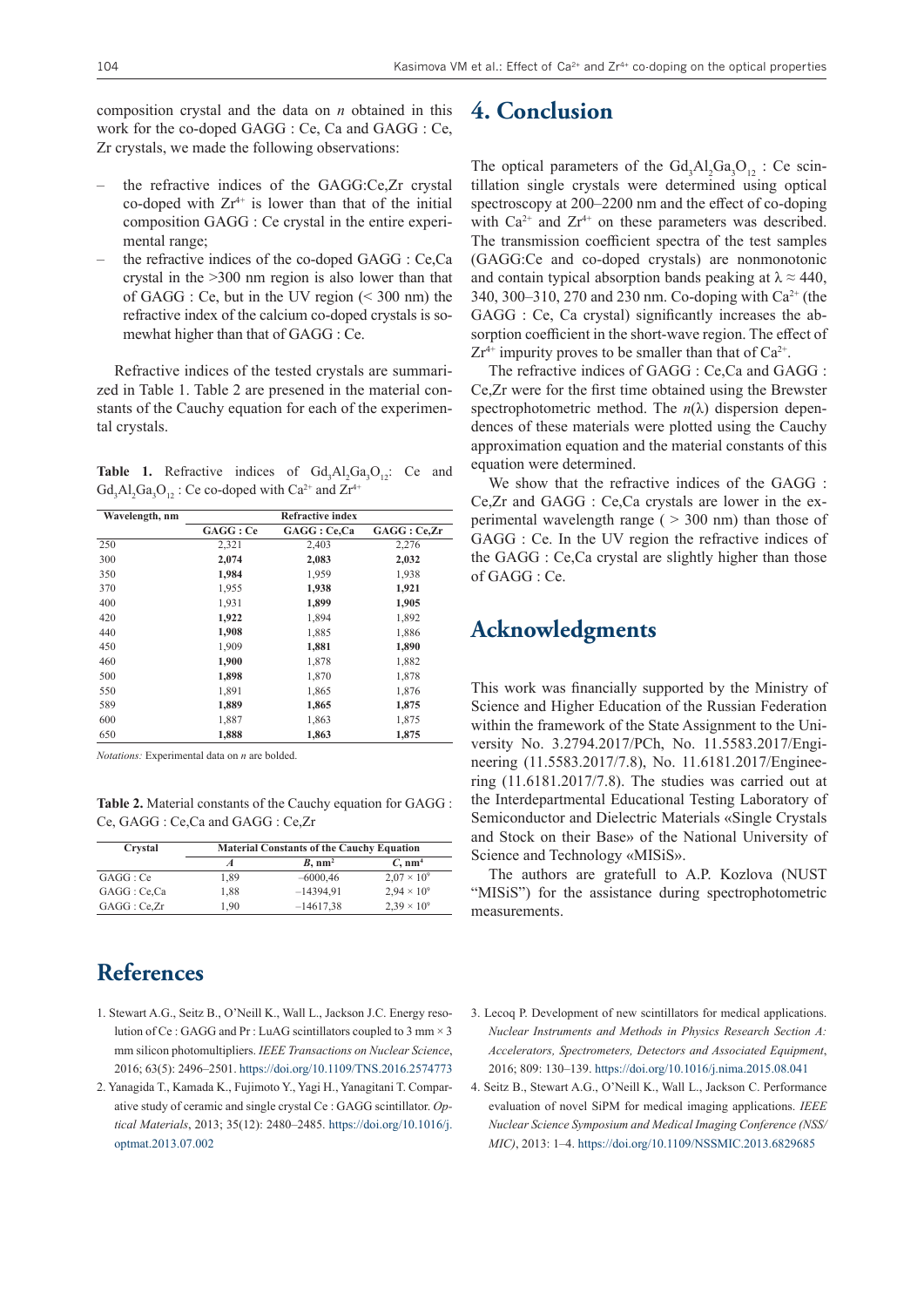composition crystal and the data on *n* obtained in this work for the co-doped GAGG : Ce, Ca and GAGG : Ce, Zr crystals, we made the following observations:

– the refractive indices of the GAGG:Ce,Zr crystal co-doped with $Zr^{4+}$ is lower than that of the initial composition GAGG : Ce crystal in the entire experimental range;

– the refractive indices of the co-doped GAGG : Ce,Ca crystal in the >300 nm region is also lower than that of GAGG : Ce, but in the UV region (< 300 nm) the refractive index of the calcium co-doped crystals is somewhat higher than that of GAGG : Ce.

Refractive indices of the tested crystals are summarized in Table 1. Table 2 are presened in the material constants of the Cauchy equation for each of the experimental crystals.

**Table 1.** Refractive indices of $Gd_3Al_2Ga_3O_{12}$: Ce and $Gd_3Al_2Ga_3O_{12}$ : Ce co-doped with $Ca^{2+}$ and $Zr^{4+}$

| Wavelength, nm | Refractive index | | |
|---|---|---|---|
| | GAGG : Ce | GAGG : Ce,Ca | GAGG : Ce,Zr |
| 250 | 2,321 | 2,403 | 2,276 |
| 300 | **2,074** | **2,083** | **2,032** |
| 350 | **1,984** | 1,959 | 1,938 |
| 370 | 1,955 | **1,938** | **1,921** |
| 400 | 1,931 | **1,899** | **1,905** |
| 420 | **1,922** | 1,894 | 1,892 |
| 440 | **1,908** | 1,885 | 1,886 |
| 450 | 1,909 | **1,881** | **1,890** |
| 460 | **1,900** | 1,878 | 1,882 |
| 500 | **1,898** | 1,870 | 1,878 |
| 550 | 1,891 | 1,865 | 1,876 |
| 589 | **1,889** | **1,865** | **1,875** |
| 600 | 1,887 | 1,863 | 1,875 |
| 650 | **1,888** | **1,863** | **1,875** |

*Notations:* Experimental data on *n* are bolded.

**Table 2.** Material constants of the Cauchy equation for GAGG : Ce, GAGG : Ce,Ca and GAGG : Ce,Zr

| Crystal | Material Constants of the Cauchy Equation | | |
|---|---|---|---|
| | *A* | *B*, $nm^2$ | *C*, $nm^4$ |
| GAGG : Ce | 1,89 | −6000,46 | $2{,}07 \times 10^9$ |
| GAGG : Ce,Ca | 1,88 | −14394,91 | $2{,}94 \times 10^9$ |
| GAGG : Ce,Zr | 1,90 | −14617,38 | $2{,}39 \times 10^9$ |

# 4. Conclusion

The optical parameters of the $Gd_3Al_2Ga_3O_{12}$ : Ce scintillation single crystals were determined using optical spectroscopy at 200–2200 nm and the effect of co-doping with $Ca^{2+}$ and $Zr^{4+}$ on these parameters was described. The transmission coefficient spectra of the test samples (GAGG:Ce and co-doped crystals) are nonmonotonic and contain typical absorption bands peaking at $\lambda \approx 440$, 340, 300–310, 270 and 230 nm. Co-doping with $Ca^{2+}$ (the GAGG : Ce, Ca crystal) significantly increases the absorption coefficient in the short-wave region. The effect of $Zr^{4+}$ impurity proves to be smaller than that of $Ca^{2+}$.

The refractive indices of GAGG : Ce,Ca and GAGG : Ce,Zr were for the first time obtained using the Brewster spectrophotometric method. The $n(\lambda)$ dispersion dependences of these materials were plotted using the Cauchy approximation equation and the material constants of this equation were determined.

We show that the refractive indices of the GAGG : Ce,Zr and GAGG : Ce,Ca crystals are lower in the experimental wavelength range ( > 300 nm) than those of GAGG : Ce. In the UV region the refractive indices of the GAGG : Ce,Ca crystal are slightly higher than those of GAGG : Ce.

# Acknowledgments

This work was financially supported by the Ministry of Science and Higher Education of the Russian Federation within the framework of the State Assignment to the University No. 3.2794.2017/PCh, No. 11.5583.2017/Engineering (11.5583.2017/7.8), No. 11.6181.2017/Engineering (11.6181.2017/7.8). The studies was carried out at the Interdepartmental Educational Testing Laboratory of Semiconductor and Dielectric Materials «Single Crystals and Stock on their Base» of the National University of Science and Technology «MISiS».

The authors are gratefull to A.P. Kozlova (NUST "MISiS") for the assistance during spectrophotometric measurements.

# References

1. Stewart A.G., Seitz B., O'Neill K., Wall L., Jackson J.C. Energy resolution of Ce : GAGG and Pr : LuAG scintillators coupled to 3 mm × 3 mm silicon photomultipliers. *IEEE Transactions on Nuclear Science*, 2016; 63(5): 2496–2501. https://doi.org/10.1109/TNS.2016.2574773

2. Yanagida T., Kamada K., Fujimoto Y., Yagi H., Yanagitani T. Comparative study of ceramic and single crystal Ce : GAGG scintillator. *Optical Materials*, 2013; 35(12): 2480–2485. https://doi.org/10.1016/j.optmat.2013.07.002

3. Lecoq P. Development of new scintillators for medical applications. *Nuclear Instruments and Methods in Physics Research Section A: Accelerators, Spectrometers, Detectors and Associated Equipment*, 2016; 809: 130–139. https://doi.org/10.1016/j.nima.2015.08.041

4. Seitz B., Stewart A.G., O'Neill K., Wall L., Jackson C. Performance evaluation of novel SiPM for medical imaging applications. *IEEE Nuclear Science Symposium and Medical Imaging Conference (NSS/MIC)*, 2013: 1–4. https://doi.org/10.1109/NSSMIC.2013.6829685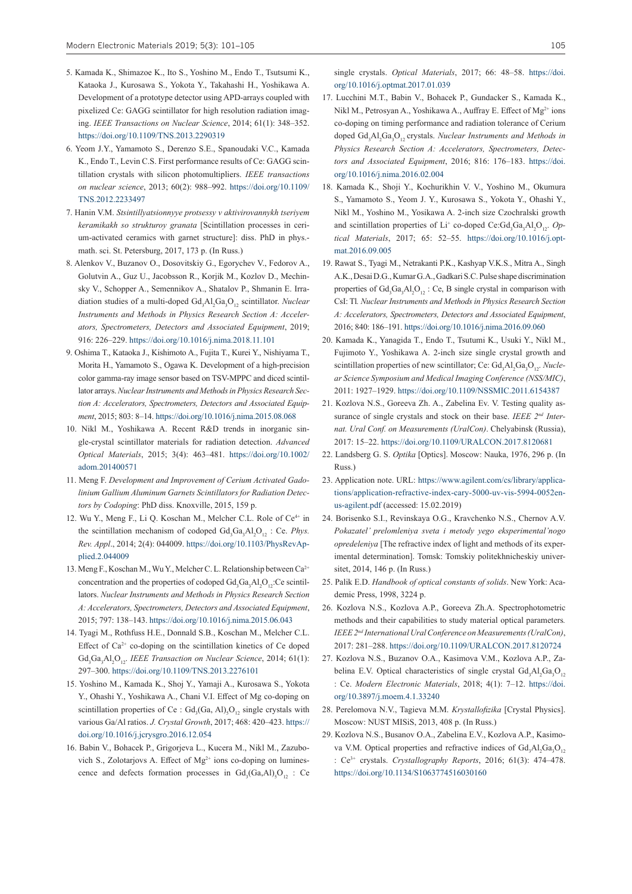5. Kamada K., Shimazoe K., Ito S., Yoshino M., Endo T., Tsutsumi K., Kataoka J., Kurosawa S., Yokota Y., Takahashi H., Yoshikawa A. Development of a prototype detector using APD-arrays coupled with pixelized Ce: GAGG scintillator for high resolution radiation imaging. *IEEE Transactions on Nuclear Science*, 2014; 61(1): 348–352. https://doi.org/10.1109/TNS.2013.2290319

6. Yeom J.Y., Yamamoto S., Derenzo S.E., Spanoudaki V.C., Kamada K., Endo T., Levin C.S. First performance results of Ce: GAGG scintillation crystals with silicon photomultipliers. *IEEE transactions on nuclear science*, 2013; 60(2): 988–992. https://doi.org/10.1109/TNS.2012.2233497

7. Hanin V.M. *Stsintillyatsionnyye protsessy v aktivirovannykh tseriyem keramikakh so strukturoy granata* [Scintillation processes in cerium-activated ceramics with garnet structure]: diss. PhD in phys.-math. sci. St. Petersburg, 2017, 173 p. (In Russ.)

8. Alenkov V., Buzanov O., Dosovitskiy G., Egorychev V., Fedorov A., Golutvin A., Guz U., Jacobsson R., Korjik M., Kozlov D., Mechinsky V., Schopper A., Semennikov A., Shatalov P., Shmanin E. Irradiation studies of a multi-doped $Gd_3Al_2Ga_3O_{12}$ scintillator. *Nuclear Instruments and Methods in Physics Research Section A: Accelerators, Spectrometers, Detectors and Associated Equipment*, 2019; 916: 226–229. https://doi.org/10.1016/j.nima.2018.11.101

9. Oshima T., Kataoka J., Kishimoto A., Fujita T., Kurei Y., Nishiyama T., Morita H., Yamamoto S., Ogawa K. Development of a high-precision color gamma-ray image sensor based on TSV-MPPC and diced scintillator arrays. *Nuclear Instruments and Methods in Physics Research Section A: Accelerators, Spectrometers, Detectors and Associated Equipment*, 2015; 803: 8–14. https://doi.org/10.1016/j.nima.2015.08.068

10. Nikl M., Yoshikawa A. Recent R&D trends in inorganic single-crystal scintillator materials for radiation detection. *Advanced Optical Materials*, 2015; 3(4): 463–481. https://doi.org/10.1002/adom.201400571

11. Meng F. *Development and Improvement of Cerium Activated Gadolinium Gallium Aluminum Garnets Scintillators for Radiation Detectors by Codoping*: PhD diss. Knoxville, 2015, 159 p.

12. Wu Y., Meng F., Li Q. Koschan M., Melcher C.L. Role of $Ce^{4+}$ in the scintillation mechanism of codoped $Gd_3Ga_3Al_2O_{12}$ : Ce. *Phys. Rev. Appl*., 2014; 2(4): 044009. https://doi.org/10.1103/PhysRevApplied.2.044009

13. Meng F., Koschan M., Wu Y., Melcher C. L. Relationship between $Ca^{2+}$ concentration and the properties of codoped $Gd_3Ga_3Al_2O_{12}$:Ce scintillators. *Nuclear Instruments and Methods in Physics Research Section A: Accelerators, Spectrometers, Detectors and Associated Equipment*, 2015; 797: 138–143. https://doi.org/10.1016/j.nima.2015.06.043

14. Tyagi M., Rothfuss H.E., Donnald S.B., Koschan M., Melcher C.L. Effect of $Ca^{2+}$ co-doping on the scintillation kinetics of Ce doped $Gd_3Ga_3Al_2O_{12}$. *IEEE Transaction on Nuclear Science*, 2014; 61(1): 297–300. https://doi.org/10.1109/TNS.2013.2276101

15. Yoshino M., Kamada K., Shoj Y., Yamaji A., Kurosawa S., Yokota Y., Ohashi Y., Yoshikawa A., Chani V.I. Effect of Mg co-doping on scintillation properties of Ce : $Gd_3(Ga, Al)_5O_{12}$ single crystals with various Ga/Al ratios. *J. Crystal Growth*, 2017; 468: 420–423. https://doi.org/10.1016/j.jcrysgro.2016.12.054

16. Babin V., Bohacek P., Grigorjeva L., Kucera M., Nikl M., Zazubovich S., Zolotarjovs A. Effect of $Mg^{2+}$ ions co-doping on luminescence and defects formation processes in $Gd_3(Ga,Al)_5O_{12}$ : Ce single crystals. *Optical Materials*, 2017; 66: 48–58. https://doi.org/10.1016/j.optmat.2017.01.039

17. Lucchini M.T., Babin V., Bohacek P., Gundacker S., Kamada K., Nikl M., Petrosyan A., Yoshikawa A., Auffray E. Effect of $Mg^{2+}$ ions co-doping on timing performance and radiation tolerance of Cerium doped $Gd_3Al_2Ga_3O_{12}$ crystals. *Nuclear Instruments and Methods in Physics Research Section A: Accelerators, Spectrometers, Detectors and Associated Equipment*, 2016; 816: 176–183. https://doi.org/10.1016/j.nima.2016.02.004

18. Kamada K., Shoji Y., Kochurikhin V. V., Yoshino M., Okumura S., Yamamoto S., Yeom J. Y., Kurosawa S., Yokota Y., Ohashi Y., Nikl M., Yoshino M., Yosikawa A. 2-inch size Czochralski growth and scintillation properties of $Li^{+}$ co-doped Ce:$Gd_3Ga_3Al_2O_{12}$. *Optical Materials*, 2017; 65: 52–55. https://doi.org/10.1016/j.optmat.2016.09.005

19. Rawat S., Tyagi M., Netrakanti P.K., Kashyap V.K.S., Mitra A., Singh A.K., Desai D.G., Kumar G.A., Gadkari S.C. Pulse shape discrimination properties of $Gd_3Ga_3Al_2O_{12}$ : Ce, B single crystal in comparison with CsI: Tl. *Nuclear Instruments and Methods in Physics Research Section A: Accelerators, Spectrometers, Detectors and Associated Equipment*, 2016; 840: 186–191. https://doi.org/10.1016/j.nima.2016.09.060

20. Kamada K., Yanagida T., Endo T., Tsutumi K., Usuki Y., Nikl M., Fujimoto Y., Yoshikawa A. 2-inch size single crystal growth and scintillation properties of new scintillator; Ce: $Gd_3Al_2Ga_3O_{12}$. *Nuclear Science Symposium and Medical Imaging Conference (NSS/MIC)*, 2011: 1927–1929. https://doi.org/10.1109/NSSMIC.2011.6154387

21. Kozlova N.S., Goreeva Zh. A., Zabelina Ev. V. Testing quality assurance of single crystals and stock on their base. *IEEE 2nd Internat. Ural Conf. on Measurements (UralCon)*. Chelyabinsk (Russia), 2017: 15–22. https://doi.org/10.1109/URALCON.2017.8120681

22. Landsberg G. S. *Optika* [Optics]. Moscow: Nauka, 1976, 296 p. (In Russ.)

23. Application note. URL: https://www.agilent.com/cs/library/applications/application-refractive-index-cary-5000-uv-vis-5994-0052en-us-agilent.pdf (accessed: 15.02.2019)

24. Borisenko S.I., Revinskaya O.G., Kravchenko N.S., Chernov A.V. *Pokazatel' prelomleniya sveta i metody yego eksperimental'nogo opredeleniya* [The refractive index of light and methods of its experimental determination]. Tomsk: Tomskiy politekhnicheskiy universitet, 2014, 146 p. (In Russ.)

25. Palik E.D. *Handbook of optical constants of solids*. New York: Academic Press, 1998, 3224 p.

26. Kozlova N.S., Kozlova A.P., Goreeva Zh.A. Spectrophotometric methods and their capabilities to study material optical parameters. *IEEE 2nd International Ural Conference on Measurements (UralCon)*, 2017: 281–288. https://doi.org/10.1109/URALCON.2017.8120724

27. Kozlova N.S., Buzanov O.A., Kasimova V.M., Kozlova A.P., Zabelina E.V. Optical characteristics of single crystal $Gd_3Al_2Ga_3O_{12}$ : Ce. *Modern Electronic Materials*, 2018; 4(1): 7–12. https://doi.org/10.3897/j.moem.4.1.33240

28. Perelomova N.V., Tagieva M.M. *Krystallofizika* [Crystal Physics]. Moscow: NUST MISiS, 2013, 408 p. (In Russ.)

29. Kozlova N.S., Busanov O.A., Zabelina E.V., Kozlova A.P., Kasimova V.M. Optical properties and refractive indices of $Gd_3Al_2Ga_3O_{12}$ : $Ce^{3+}$ crystals. *Crystallography Reports*, 2016; 61(3): 474–478. https://doi.org/10.1134/S1063774516030160